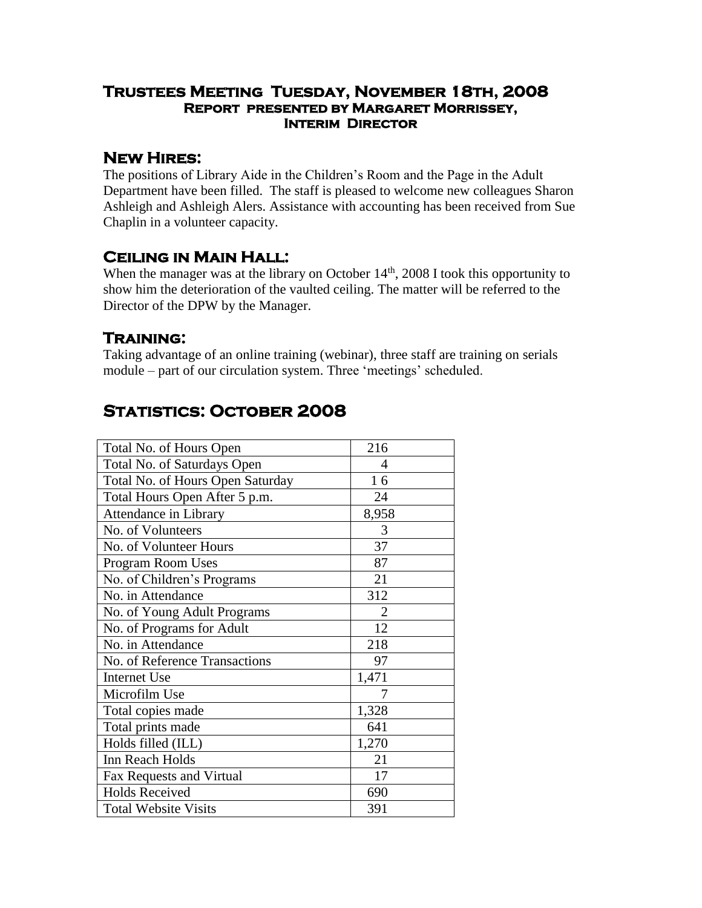# Trustees Meeting Tuesday, November 18th, 2008

## Report presented by Margaret Morrissey, Interim Director

## New Hires:

The positions of Library Aide in the Children's Room and the Page in the Adult Department have been filled. The staff is pleased to welcome new colleagues Sharon Ashleigh and Ashleigh Alers. Assistance with accounting has been received from Sue Chaplin in a volunteer capacity.

## Ceiling in Main Hall:

When the manager was at the library on October 14th, 2008 I took this opportunity to show him the deterioration of the vaulted ceiling. The matter will be referred to the Director of the DPW by the Manager.

## Training:

Taking advantage of an online training (webinar), three staff are training on serials module – part of our circulation system. Three 'meetings' scheduled.

# Statistics: October 2008

| | |
|---|---|
| Total No. of Hours Open | 216 |
| Total No. of Saturdays Open | 4 |
| Total No. of Hours Open Saturday | 1 6 |
| Total Hours Open After 5 p.m. | 24 |
| Attendance in Library | 8,958 |
| No. of Volunteers | 3 |
| No. of Volunteer Hours | 37 |
| Program Room Uses | 87 |
| No. of Children's Programs | 21 |
| No. in Attendance | 312 |
| No. of Young Adult Programs | 2 |
| No. of Programs for Adult | 12 |
| No. in Attendance | 218 |
| No. of Reference Transactions | 97 |
| Internet Use | 1,471 |
| Microfilm Use | 7 |
| Total copies made | 1,328 |
| Total prints made | 641 |
| Holds filled (ILL) | 1,270 |
| Inn Reach Holds | 21 |
| Fax Requests and Virtual | 17 |
| Holds Received | 690 |
| Total Website Visits | 391 |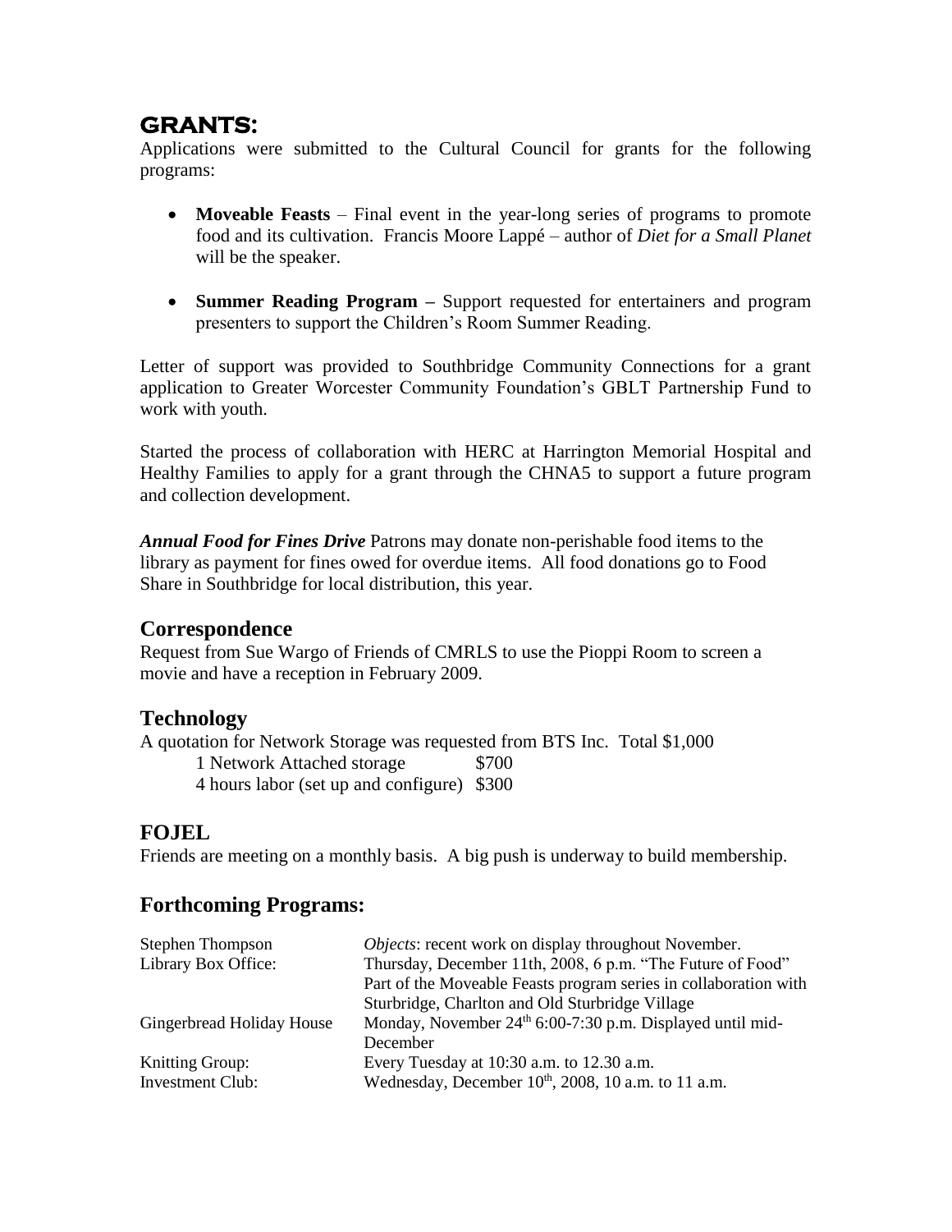## GRANTS:

Applications were submitted to the Cultural Council for grants for the following programs:

- **Moveable Feasts** – Final event in the year-long series of programs to promote food and its cultivation. Francis Moore Lappé – author of *Diet for a Small Planet* will be the speaker.
- **Summer Reading Program –** Support requested for entertainers and program presenters to support the Children's Room Summer Reading.

Letter of support was provided to Southbridge Community Connections for a grant application to Greater Worcester Community Foundation's GBLT Partnership Fund to work with youth.

Started the process of collaboration with HERC at Harrington Memorial Hospital and Healthy Families to apply for a grant through the CHNA5 to support a future program and collection development.

***Annual Food for Fines Drive*** Patrons may donate non-perishable food items to the library as payment for fines owed for overdue items. All food donations go to Food Share in Southbridge for local distribution, this year.

## Correspondence

Request from Sue Wargo of Friends of CMRLS to use the Pioppi Room to screen a movie and have a reception in February 2009.

## Technology

A quotation for Network Storage was requested from BTS Inc. Total $1,000

| | |
|---|---|
| 1 Network Attached storage | $700 |
| 4 hours labor (set up and configure) | $300 |

## FOJEL

Friends are meeting on a monthly basis. A big push is underway to build membership.

## Forthcoming Programs:

| | |
|---|---|
| Stephen Thompson | *Objects*: recent work on display throughout November. |
| Library Box Office: | Thursday, December 11th, 2008, 6 p.m. "The Future of Food" Part of the Moveable Feasts program series in collaboration with Sturbridge, Charlton and Old Sturbridge Village |
| Gingerbread Holiday House | Monday, November 24th 6:00-7:30 p.m. Displayed until mid-December |
| Knitting Group: | Every Tuesday at 10:30 a.m. to 12.30 a.m. |
| Investment Club: | Wednesday, December 10th, 2008, 10 a.m. to 11 a.m. |